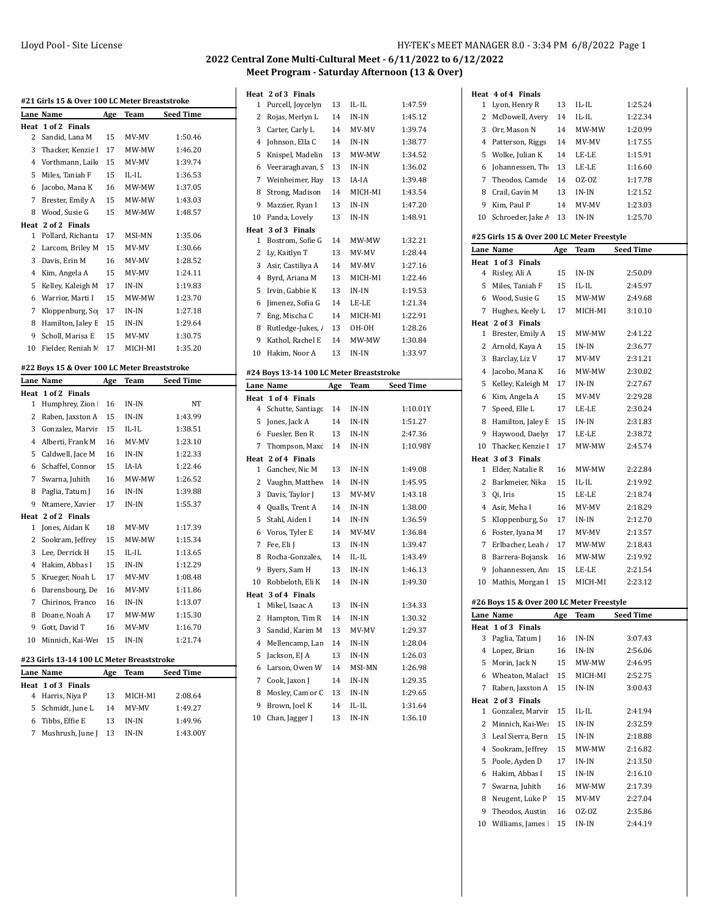# 2022 Central Zone Multi-Cultural Meet - 6/11/2022 to 6/12/2022

## Meet Program - Saturday Afternoon (13 & Over)

### #21 Girls 15 & Over 100 LC Meter Breaststroke

| Lane | Name | Age | Team | Seed Time |
|---|---|---|---|---|
| **Heat 1 of 2 Finals** | | | | |
| 2 | Sandid, Lana M | 15 | MV-MV | 1:50.46 |
| 3 | Thacker, Kenzie I | 17 | MW-MW | 1:46.20 |
| 4 | Vorthmann, Laik | 15 | MV-MV | 1:39.74 |
| 5 | Miles, Taniah F | 15 | IL-IL | 1:36.53 |
| 6 | Jacobo, Mana K | 16 | MW-MW | 1:37.05 |
| 7 | Brester, Emily A | 15 | MW-MW | 1:43.03 |
| 8 | Wood, Susie G | 15 | MW-MW | 1:48.57 |
| **Heat 2 of 2 Finals** | | | | |
| 1 | Pollard, Richanta | 17 | MSI-MN | 1:35.06 |
| 2 | Larcom, Briley M | 15 | MV-MV | 1:30.66 |
| 3 | Davis, Erin M | 16 | MV-MV | 1:28.52 |
| 4 | Kim, Angela A | 15 | MV-MV | 1:24.11 |
| 5 | Kelley, Kaleigh M | 17 | IN-IN | 1:19.83 |
| 6 | Warrior, Marti I | 15 | MW-MW | 1:23.70 |
| 7 | Kloppenburg, So | 17 | IN-IN | 1:27.18 |
| 8 | Hamilton, Jaley E | 15 | IN-IN | 1:29.64 |
| 9 | Scholl, Marisa E | 15 | MV-MV | 1:30.75 |
| 10 | Fielder, Reniah M | 17 | MICH-MI | 1:35.20 |

### #22 Boys 15 & Over 100 LC Meter Breaststroke

| Lane | Name | Age | Team | Seed Time |
|---|---|---|---|---|
| **Heat 1 of 2 Finals** | | | | |
| 1 | Humphrey, Zion I | 16 | IN-IN | NT |
| 2 | Raben, Jaxston A | 15 | IN-IN | 1:43.99 |
| 3 | Gonzalez, Marvin | 15 | IL-IL | 1:38.51 |
| 4 | Alberti, Frank M | 16 | MV-MV | 1:23.10 |
| 5 | Caldwell, Jace M | 16 | IN-IN | 1:22.33 |
| 6 | Schaffel, Connor | 15 | IA-IA | 1:22.46 |
| 7 | Swarna, Juhith | 16 | MW-MW | 1:26.52 |
| 8 | Paglia, Tatum J | 16 | IN-IN | 1:39.88 |
| 9 | Ntamere, Xavier | 17 | IN-IN | 1:55.37 |
| **Heat 2 of 2 Finals** | | | | |
| 1 | Jones, Aidan K | 18 | MV-MV | 1:17.39 |
| 2 | Sookram, Jeffrey | 15 | MW-MW | 1:15.34 |
| 3 | Lee, Derrick H | 15 | IL-IL | 1:13.65 |
| 4 | Hakim, Abbas I | 15 | IN-IN | 1:12.29 |
| 5 | Krueger, Noah L | 17 | MV-MV | 1:08.48 |
| 6 | Darensbourg, De | 16 | MV-MV | 1:11.86 |
| 7 | Chirinos, Franco | 16 | IN-IN | 1:13.07 |
| 8 | Doane, Noah A | 17 | MW-MW | 1:15.30 |
| 9 | Gott, David T | 16 | MV-MV | 1:16.70 |
| 10 | Minnich, Kai-Wei | 15 | IN-IN | 1:21.74 |

### #23 Girls 13-14 100 LC Meter Breaststroke

| Lane | Name | Age | Team | Seed Time |
|---|---|---|---|---|
| **Heat 1 of 3 Finals** | | | | |
| 4 | Harris, Niya P | 13 | MICH-MI | 2:08.64 |
| 5 | Schmidt, June L | 14 | MV-MV | 1:49.27 |
| 6 | Tibbs, Effie E | 13 | IN-IN | 1:49.96 |
| 7 | Mushrush, June J | 13 | IN-IN | 1:43.00Y |
| **Heat 2 of 3 Finals** | | | | |
| 1 | Purcell, Joycelyn | 13 | IL-IL | 1:47.59 |
| 2 | Rojas, Merlyn L | 14 | IN-IN | 1:45.12 |
| 3 | Carter, Carly L | 14 | MV-MV | 1:39.74 |
| 4 | Johnson, Ella C | 14 | IN-IN | 1:38.77 |
| 5 | Knispel, Madelin | 13 | MW-MW | 1:34.52 |
| 6 | Veeraraghavan, S | 13 | IN-IN | 1:36.02 |
| 7 | Weinheimer, Hay | 13 | IA-IA | 1:39.48 |
| 8 | Strong, Madison | 14 | MICH-MI | 1:43.54 |
| 9 | Mazzier, Ryan I | 13 | IN-IN | 1:47.20 |
| 10 | Panda, Lovely | 13 | IN-IN | 1:48.91 |
| **Heat 3 of 3 Finals** | | | | |
| 1 | Bostrom, Sofie G | 14 | MW-MW | 1:32.21 |
| 2 | Ly, Kaitlyn T | 13 | MV-MV | 1:28.44 |
| 3 | Asir, Castiliya A | 14 | MV-MV | 1:27.16 |
| 4 | Byrd, Ariana M | 13 | MICH-MI | 1:22.46 |
| 5 | Irvin, Gabbie K | 13 | IN-IN | 1:19.53 |
| 6 | Jimenez, Sofia G | 14 | LE-LE | 1:21.34 |
| 7 | Eng, Mischa C | 14 | MICH-MI | 1:22.91 |
| 8 | Rutledge-Jukes, A | 13 | OH-OH | 1:28.26 |
| 9 | Kathol, Rachel E | 14 | MW-MW | 1:30.84 |
| 10 | Hakim, Noor A | 13 | IN-IN | 1:33.97 |

### #24 Boys 13-14 100 LC Meter Breaststroke

| Lane | Name | Age | Team | Seed Time |
|---|---|---|---|---|
| **Heat 1 of 4 Finals** | | | | |
| 4 | Schutte, Santiago | 14 | IN-IN | 1:10.01Y |
| 5 | Jones, Jack A | 14 | IN-IN | 1:51.27 |
| 6 | Fuesler, Ben R | 13 | IN-IN | 2:47.36 |
| 7 | Thompson, Maxd | 14 | IN-IN | 1:10.98Y |
| **Heat 2 of 4 Finals** | | | | |
| 1 | Ganchev, Nic M | 13 | IN-IN | 1:49.08 |
| 2 | Vaughn, Matthew | 14 | IN-IN | 1:45.95 |
| 3 | Davis, Taylor J | 13 | MV-MV | 1:43.18 |
| 4 | Qualls, Trent A | 14 | IN-IN | 1:38.00 |
| 5 | Stahl, Aiden I | 14 | IN-IN | 1:36.59 |
| 6 | Voros, Tyler E | 14 | MV-MV | 1:36.84 |
| 7 | Fee, Eli J | 13 | IN-IN | 1:39.47 |
| 8 | Rocha-Gonzales, | 14 | IL-IL | 1:43.49 |
| 9 | Byers, Sam H | 13 | IN-IN | 1:46.13 |
| 10 | Robbeloth, Eli K | 14 | IN-IN | 1:49.30 |
| **Heat 3 of 4 Finals** | | | | |
| 1 | Mikel, Isaac A | 13 | IN-IN | 1:34.33 |
| 2 | Hampton, Tim R | 14 | IN-IN | 1:30.32 |
| 3 | Sandid, Karim M | 13 | MV-MV | 1:29.37 |
| 4 | Mellencamp, Lan | 14 | IN-IN | 1:28.04 |
| 5 | Jackson, EJ A | 13 | IN-IN | 1:26.03 |
| 6 | Larson, Owen W | 14 | MSI-MN | 1:26.98 |
| 7 | Cook, Jaxon J | 14 | IN-IN | 1:29.35 |
| 8 | Mosley, Cam or C | 13 | IN-IN | 1:29.65 |
| 9 | Brown, Joel K | 14 | IL-IL | 1:31.64 |
| 10 | Chan, Jagger J | 13 | IN-IN | 1:36.10 |
| **Heat 4 of 4 Finals** | | | | |
| 1 | Lyon, Henry R | 13 | IL-IL | 1:25.24 |
| 2 | McDowell, Avery | 14 | IL-IL | 1:22.34 |
| 3 | Orr, Mason N | 14 | MW-MW | 1:20.99 |
| 4 | Patterson, Riggs | 14 | MV-MV | 1:17.55 |
| 5 | Wolke, Julian K | 14 | LE-LE | 1:15.91 |
| 6 | Johannessen, Th | 13 | LE-LE | 1:16.60 |
| 7 | Theodos, Camde | 14 | OZ-OZ | 1:17.78 |
| 8 | Crail, Gavin M | 13 | IN-IN | 1:21.52 |
| 9 | Kim, Paul P | 14 | MV-MV | 1:23.03 |
| 10 | Schroeder, Jake A | 13 | IN-IN | 1:25.70 |

### #25 Girls 15 & Over 200 LC Meter Freestyle

| Lane | Name | Age | Team | Seed Time |
|---|---|---|---|---|
| **Heat 1 of 3 Finals** | | | | |
| 4 | Risley, Ali A | 15 | IN-IN | 2:50.09 |
| 5 | Miles, Taniah F | 15 | IL-IL | 2:45.97 |
| 6 | Wood, Susie G | 15 | MW-MW | 2:49.68 |
| 7 | Hughes, Keely L | 17 | MICH-MI | 3:10.10 |
| **Heat 2 of 3 Finals** | | | | |
| 1 | Brester, Emily A | 15 | MW-MW | 2:41.22 |
| 2 | Arnold, Kaya A | 15 | IN-IN | 2:36.77 |
| 3 | Barclay, Liz V | 17 | MV-MV | 2:31.21 |
| 4 | Jacobo, Mana K | 16 | MW-MW | 2:30.02 |
| 5 | Kelley, Kaleigh M | 17 | IN-IN | 2:27.67 |
| 6 | Kim, Angela A | 15 | MV-MV | 2:29.28 |
| 7 | Speed, Elle L | 17 | LE-LE | 2:30.24 |
| 8 | Hamilton, Jaley E | 15 | IN-IN | 2:31.83 |
| 9 | Haywood, Daelyn | 17 | LE-LE | 2:38.72 |
| 10 | Thacker, Kenzie I | 17 | MW-MW | 2:45.74 |
| **Heat 3 of 3 Finals** | | | | |
| 1 | Elder, Natalie R | 16 | MW-MW | 2:22.84 |
| 2 | Barkmeier, Nika | 15 | IL-IL | 2:19.92 |
| 3 | Qi, Iris | 15 | LE-LE | 2:18.74 |
| 4 | Asir, Meha I | 16 | MV-MV | 2:18.29 |
| 5 | Kloppenburg, So | 17 | IN-IN | 2:12.70 |
| 6 | Foster, Iyana M | 17 | MV-MV | 2:13.57 |
| 7 | Erlbacher, Leah A | 17 | MW-MW | 2:18.43 |
| 8 | Barrera-Bojansk | 16 | MW-MW | 2:19.92 |
| 9 | Johannessen, Ani | 15 | LE-LE | 2:21.54 |
| 10 | Mathis, Morgan I | 15 | MICH-MI | 2:23.12 |

### #26 Boys 15 & Over 200 LC Meter Freestyle

| Lane | Name | Age | Team | Seed Time |
|---|---|---|---|---|
| **Heat 1 of 3 Finals** | | | | |
| 3 | Paglia, Tatum J | 16 | IN-IN | 3:07.43 |
| 4 | Lopez, Brian | 16 | IN-IN | 2:56.06 |
| 5 | Morin, Jack N | 15 | MW-MW | 2:46.95 |
| 6 | Wheaton, Malach | 15 | MICH-MI | 2:52.75 |
| 7 | Raben, Jaxston A | 15 | IN-IN | 3:00.43 |
| **Heat 2 of 3 Finals** | | | | |
| 1 | Gonzalez, Marvin | 15 | IL-IL | 2:41.94 |
| 2 | Minnich, Kai-Wei | 15 | IN-IN | 2:32.59 |
| 3 | Leal Sierra, Bern | 15 | IN-IN | 2:18.88 |
| 4 | Sookram, Jeffrey | 15 | MW-MW | 2:16.82 |
| 5 | Poole, Ayden D | 17 | IN-IN | 2:13.50 |
| 6 | Hakim, Abbas I | 15 | IN-IN | 2:16.10 |
| 7 | Swarna, Juhith | 16 | MW-MW | 2:17.39 |
| 8 | Neugent, Luke P | 15 | MV-MV | 2:27.04 |
| 9 | Theodos, Austin | 16 | OZ-OZ | 2:35.86 |
| 10 | Williams, James I | 15 | IN-IN | 2:44.19 |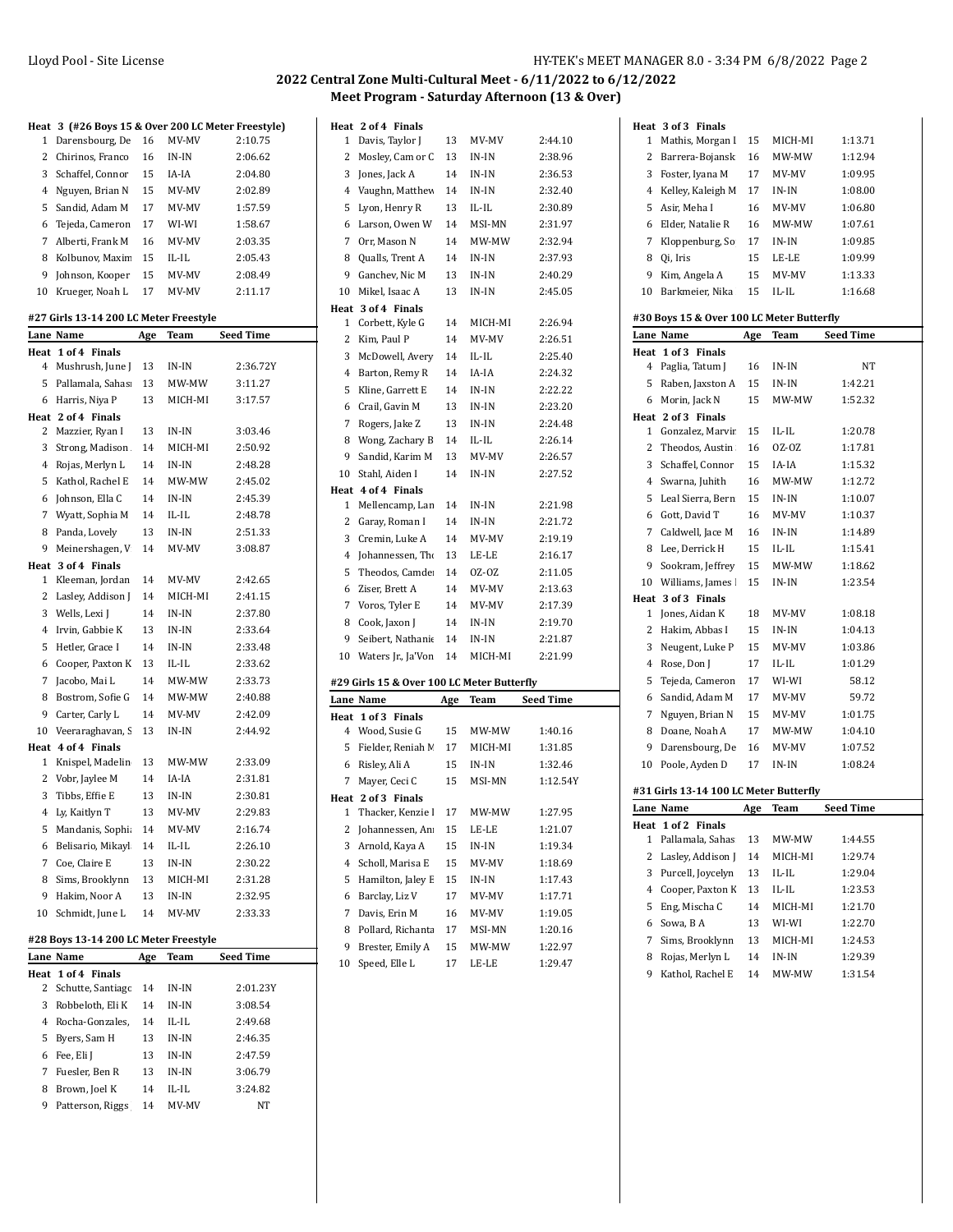## 2022 Central Zone Multi-Cultural Meet - 6/11/2022 to 6/12/2022

### Meet Program - Saturday Afternoon (13 & Over)

**Heat 3 (#26 Boys 15 & Over 200 LC Meter Freestyle)**

| Lane | Name | Age | Team | Seed Time |
|---|---|---|---|---|
| 1 | Darensbourg, De | 16 | MV-MV | 2:10.75 |
| 2 | Chirinos, Franco | 16 | IN-IN | 2:06.62 |
| 3 | Schaffel, Connor | 15 | IA-IA | 2:04.80 |
| 4 | Nguyen, Brian N | 15 | MV-MV | 2:02.89 |
| 5 | Sandid, Adam M | 17 | MV-MV | 1:57.59 |
| 6 | Tejeda, Cameron | 17 | WI-WI | 1:58.67 |
| 7 | Alberti, Frank M | 16 | MV-MV | 2:03.35 |
| 8 | Kolbunov, Maxim | 15 | IL-IL | 2:05.43 |
| 9 | Johnson, Kooper | 15 | MV-MV | 2:08.49 |
| 10 | Krueger, Noah L | 17 | MV-MV | 2:11.17 |

### #27 Girls 13-14 200 LC Meter Freestyle

| Lane | Name | Age | Team | Seed Time |
|---|---|---|---|---|
| **Heat 1 of 4 Finals** | | | | |
| 4 | Mushrush, June J | 13 | IN-IN | 2:36.72Y |
| 5 | Pallamala, Sahas | 13 | MW-MW | 3:11.27 |
| 6 | Harris, Niya P | 13 | MICH-MI | 3:17.57 |
| **Heat 2 of 4 Finals** | | | | |
| 2 | Mazzier, Ryan I | 13 | IN-IN | 3:03.46 |
| 3 | Strong, Madison | 14 | MICH-MI | 2:50.92 |
| 4 | Rojas, Merlyn L | 14 | IN-IN | 2:48.28 |
| 5 | Kathol, Rachel E | 14 | MW-MW | 2:45.02 |
| 6 | Johnson, Ella C | 14 | IN-IN | 2:45.39 |
| 7 | Wyatt, Sophia M | 14 | IL-IL | 2:48.78 |
| 8 | Panda, Lovely | 13 | IN-IN | 2:51.33 |
| 9 | Meinershagen, V | 14 | MV-MV | 3:08.87 |
| **Heat 3 of 4 Finals** | | | | |
| 1 | Kleeman, Jordan | 14 | MV-MV | 2:42.65 |
| 2 | Lasley, Addison J | 14 | MICH-MI | 2:41.15 |
| 3 | Wells, Lexi J | 14 | IN-IN | 2:37.80 |
| 4 | Irvin, Gabbie K | 13 | IN-IN | 2:33.64 |
| 5 | Hetler, Grace I | 14 | IN-IN | 2:33.48 |
| 6 | Cooper, Paxton K | 13 | IL-IL | 2:33.62 |
| 7 | Jacobo, Mai L | 14 | MW-MW | 2:33.73 |
| 8 | Bostrom, Sofie G | 14 | MW-MW | 2:40.88 |
| 9 | Carter, Carly L | 14 | MV-MV | 2:42.09 |
| 10 | Veeraraghavan, S | 13 | IN-IN | 2:44.92 |
| **Heat 4 of 4 Finals** | | | | |
| 1 | Knispel, Madelin | 13 | MW-MW | 2:33.09 |
| 2 | Vobr, Jaylee M | 14 | IA-IA | 2:31.81 |
| 3 | Tibbs, Effie E | 13 | IN-IN | 2:30.81 |
| 4 | Ly, Kaitlyn T | 13 | MV-MV | 2:29.83 |
| 5 | Mandanis, Sophia | 14 | MV-MV | 2:16.74 |
| 6 | Belisario, Mikayl | 14 | IL-IL | 2:26.10 |
| 7 | Coe, Claire E | 13 | IN-IN | 2:30.22 |
| 8 | Sims, Brooklynn | 13 | MICH-MI | 2:31.28 |
| 9 | Hakim, Noor A | 13 | IN-IN | 2:32.95 |
| 10 | Schmidt, June L | 14 | MV-MV | 2:33.33 |

### #28 Boys 13-14 200 LC Meter Freestyle

| Lane | Name | Age | Team | Seed Time |
|---|---|---|---|---|
| **Heat 1 of 4 Finals** | | | | |
| 2 | Schutte, Santiago | 14 | IN-IN | 2:01.23Y |
| 3 | Robbeloth, Eli K | 14 | IN-IN | 3:08.54 |
| 4 | Rocha-Gonzales, | 14 | IL-IL | 2:49.68 |
| 5 | Byers, Sam H | 13 | IN-IN | 2:46.35 |
| 6 | Fee, Eli J | 13 | IN-IN | 2:47.59 |
| 7 | Fuesler, Ben R | 13 | IN-IN | 3:06.79 |
| 8 | Brown, Joel K | 14 | IL-IL | 3:24.82 |
| 9 | Patterson, Riggs | 14 | MV-MV | NT |
| **Heat 2 of 4 Finals** | | | | |
| 1 | Davis, Taylor J | 13 | MV-MV | 2:44.10 |
| 2 | Mosley, Cam or C | 13 | IN-IN | 2:38.96 |
| 3 | Jones, Jack A | 14 | IN-IN | 2:36.53 |
| 4 | Vaughn, Matthew | 14 | IN-IN | 2:32.40 |
| 5 | Lyon, Henry R | 13 | IL-IL | 2:30.89 |
| 6 | Larson, Owen W | 14 | MSI-MN | 2:31.97 |
| 7 | Orr, Mason N | 14 | MW-MW | 2:32.94 |
| 8 | Qualls, Trent A | 14 | IN-IN | 2:37.93 |
| 9 | Ganchev, Nic M | 13 | IN-IN | 2:40.29 |
| 10 | Mikel, Isaac A | 13 | IN-IN | 2:45.05 |
| **Heat 3 of 4 Finals** | | | | |
| 1 | Corbett, Kyle G | 14 | MICH-MI | 2:26.94 |
| 2 | Kim, Paul P | 14 | MV-MV | 2:26.51 |
| 3 | McDowell, Avery | 14 | IL-IL | 2:25.40 |
| 4 | Barton, Remy R | 14 | IA-IA | 2:24.32 |
| 5 | Kline, Garrett E | 14 | IN-IN | 2:22.22 |
| 6 | Crail, Gavin M | 13 | IN-IN | 2:23.20 |
| 7 | Rogers, Jake Z | 13 | IN-IN | 2:24.48 |
| 8 | Wong, Zachary B | 14 | IL-IL | 2:26.14 |
| 9 | Sandid, Karim M | 13 | MV-MV | 2:26.57 |
| 10 | Stahl, Aiden I | 14 | IN-IN | 2:27.52 |
| **Heat 4 of 4 Finals** | | | | |
| 1 | Mellencamp, Lan | 14 | IN-IN | 2:21.98 |
| 2 | Garay, Roman I | 14 | IN-IN | 2:21.72 |
| 3 | Cremin, Luke A | 14 | MV-MV | 2:19.19 |
| 4 | Johannessen, Tho | 13 | LE-LE | 2:16.17 |
| 5 | Theodos, Camder | 14 | OZ-OZ | 2:11.05 |
| 6 | Ziser, Brett A | 14 | MV-MV | 2:13.63 |
| 7 | Voros, Tyler E | 14 | MV-MV | 2:17.39 |
| 8 | Cook, Jaxon J | 14 | IN-IN | 2:19.70 |
| 9 | Seibert, Nathanie | 14 | IN-IN | 2:21.87 |
| 10 | Waters Jr., Ja'Von | 14 | MICH-MI | 2:21.99 |

### #29 Girls 15 & Over 100 LC Meter Butterfly

| Lane | Name | Age | Team | Seed Time |
|---|---|---|---|---|
| **Heat 1 of 3 Finals** | | | | |
| 4 | Wood, Susie G | 15 | MW-MW | 1:40.16 |
| 5 | Fielder, Reniah M | 17 | MICH-MI | 1:31.85 |
| 6 | Risley, Ali A | 15 | IN-IN | 1:32.46 |
| 7 | Mayer, Ceci C | 15 | MSI-MN | 1:12.54Y |
| **Heat 2 of 3 Finals** | | | | |
| 1 | Thacker, Kenzie I | 17 | MW-MW | 1:27.95 |
| 2 | Johannessen, Ani | 15 | LE-LE | 1:21.07 |
| 3 | Arnold, Kaya A | 15 | IN-IN | 1:19.34 |
| 4 | Scholl, Marisa E | 15 | MV-MV | 1:18.69 |
| 5 | Hamilton, Jaley E | 15 | IN-IN | 1:17.43 |
| 6 | Barclay, Liz V | 17 | MV-MV | 1:17.71 |
| 7 | Davis, Erin M | 16 | MV-MV | 1:19.05 |
| 8 | Pollard, Richanta | 17 | MSI-MN | 1:20.16 |
| 9 | Brester, Emily A | 15 | MW-MW | 1:22.97 |
| 10 | Speed, Elle L | 17 | LE-LE | 1:29.47 |
| **Heat 3 of 3 Finals** | | | | |
| 1 | Mathis, Morgan I | 15 | MICH-MI | 1:13.71 |
| 2 | Barrera-Bojansk | 16 | MW-MW | 1:12.94 |
| 3 | Foster, Iyana M | 17 | MV-MV | 1:09.95 |
| 4 | Kelley, Kaleigh M | 17 | IN-IN | 1:08.00 |
| 5 | Asir, Meha I | 16 | MV-MV | 1:06.80 |
| 6 | Elder, Natalie R | 16 | MW-MW | 1:07.61 |
| 7 | Kloppenburg, So | 17 | IN-IN | 1:09.85 |
| 8 | Qi, Iris | 15 | LE-LE | 1:09.99 |
| 9 | Kim, Angela A | 15 | MV-MV | 1:13.33 |
| 10 | Barkmeier, Nika | 15 | IL-IL | 1:16.68 |

### #30 Boys 15 & Over 100 LC Meter Butterfly

| Lane | Name | Age | Team | Seed Time |
|---|---|---|---|---|
| **Heat 1 of 3 Finals** | | | | |
| 4 | Paglia, Tatum J | 16 | IN-IN | NT |
| 5 | Raben, Jaxston A | 15 | IN-IN | 1:42.21 |
| 6 | Morin, Jack N | 15 | MW-MW | 1:52.32 |
| **Heat 2 of 3 Finals** | | | | |
| 1 | Gonzalez, Marvin | 15 | IL-IL | 1:20.78 |
| 2 | Theodos, Austin | 16 | OZ-OZ | 1:17.81 |
| 3 | Schaffel, Connor | 15 | IA-IA | 1:15.32 |
| 4 | Swarna, Juhith | 16 | MW-MW | 1:12.72 |
| 5 | Leal Sierra, Bern | 15 | IN-IN | 1:10.07 |
| 6 | Gott, David T | 16 | MV-MV | 1:10.37 |
| 7 | Caldwell, Jace M | 16 | IN-IN | 1:14.89 |
| 8 | Lee, Derrick H | 15 | IL-IL | 1:15.41 |
| 9 | Sookram, Jeffrey | 15 | MW-MW | 1:18.62 |
| 10 | Williams, James I | 15 | IN-IN | 1:23.54 |
| **Heat 3 of 3 Finals** | | | | |
| 1 | Jones, Aidan K | 18 | MV-MV | 1:08.18 |
| 2 | Hakim, Abbas I | 15 | IN-IN | 1:04.13 |
| 3 | Neugent, Luke P | 15 | MV-MV | 1:03.86 |
| 4 | Rose, Don J | 17 | IL-IL | 1:01.29 |
| 5 | Tejeda, Cameron | 17 | WI-WI | 58.12 |
| 6 | Sandid, Adam M | 17 | MV-MV | 59.72 |
| 7 | Nguyen, Brian N | 15 | MV-MV | 1:01.75 |
| 8 | Doane, Noah A | 17 | MW-MW | 1:04.10 |
| 9 | Darensbourg, De | 16 | MV-MV | 1:07.52 |
| 10 | Poole, Ayden D | 17 | IN-IN | 1:08.24 |

### #31 Girls 13-14 100 LC Meter Butterfly

| Lane | Name | Age | Team | Seed Time |
|---|---|---|---|---|
| **Heat 1 of 2 Finals** | | | | |
| 1 | Pallamala, Sahas | 13 | MW-MW | 1:44.55 |
| 2 | Lasley, Addison J | 14 | MICH-MI | 1:29.74 |
| 3 | Purcell, Joycelyn | 13 | IL-IL | 1:29.04 |
| 4 | Cooper, Paxton K | 13 | IL-IL | 1:23.53 |
| 5 | Eng, Mischa C | 14 | MICH-MI | 1:21.70 |
| 6 | Sowa, B A | 13 | WI-WI | 1:22.70 |
| 7 | Sims, Brooklynn | 13 | MICH-MI | 1:24.53 |
| 8 | Rojas, Merlyn L | 14 | IN-IN | 1:29.39 |
| 9 | Kathol, Rachel E | 14 | MW-MW | 1:31.54 |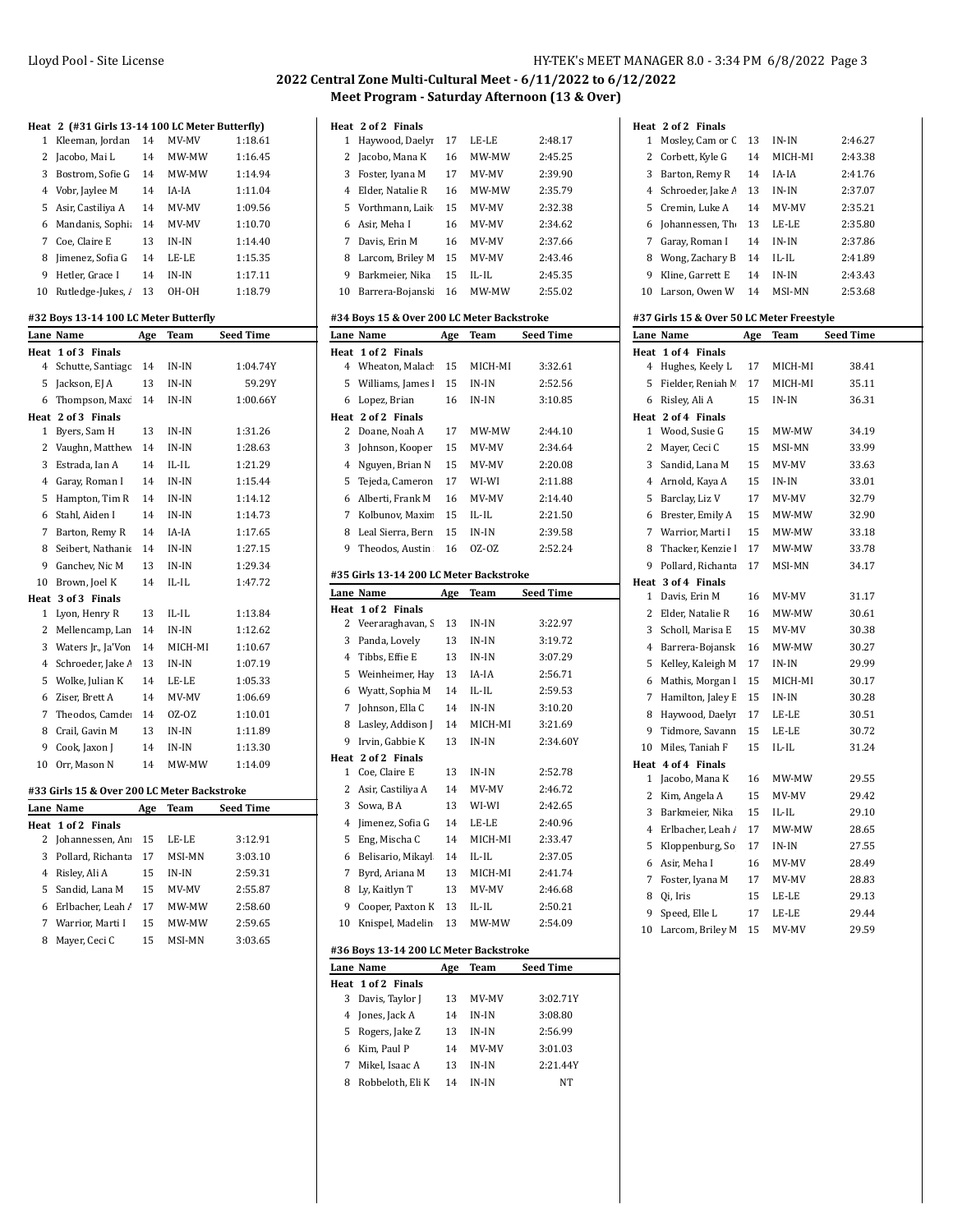## 2022 Central Zone Multi-Cultural Meet - 6/11/2022 to 6/12/2022

### Meet Program - Saturday Afternoon (13 & Over)

**Heat 2 (#31 Girls 13-14 100 LC Meter Butterfly)**

| Lane | Name | Age | Team | Seed Time |
|---|---|---|---|---|
| 1 | Kleeman, Jordan | 14 | MV-MV | 1:18.61 |
| 2 | Jacobo, Mai L | 14 | MW-MW | 1:16.45 |
| 3 | Bostrom, Sofie G | 14 | MW-MW | 1:14.94 |
| 4 | Vobr, Jaylee M | 14 | IA-IA | 1:11.04 |
| 5 | Asir, Castiliya A | 14 | MV-MV | 1:09.56 |
| 6 | Mandanis, Sophi | 14 | MV-MV | 1:10.70 |
| 7 | Coe, Claire E | 13 | IN-IN | 1:14.40 |
| 8 | Jimenez, Sofia G | 14 | LE-LE | 1:15.35 |
| 9 | Hetler, Grace I | 14 | IN-IN | 1:17.11 |
| 10 | Rutledge-Jukes, A | 13 | OH-OH | 1:18.79 |

#### #32 Boys 13-14 100 LC Meter Butterfly

| Lane | Name | Age | Team | Seed Time |
|---|---|---|---|---|
| **Heat 1 of 3 Finals** | | | | |
| 4 | Schutte, Santiago | 14 | IN-IN | 1:04.74Y |
| 5 | Jackson, EJ A | 13 | IN-IN | 59.29Y |
| 6 | Thompson, Maxd | 14 | IN-IN | 1:00.66Y |
| **Heat 2 of 3 Finals** | | | | |
| 1 | Byers, Sam H | 13 | IN-IN | 1:31.26 |
| 2 | Vaughn, Matthew | 14 | IN-IN | 1:28.63 |
| 3 | Estrada, Ian A | 14 | IL-IL | 1:21.29 |
| 4 | Garay, Roman I | 14 | IN-IN | 1:15.44 |
| 5 | Hampton, Tim R | 14 | IN-IN | 1:14.12 |
| 6 | Stahl, Aiden I | 14 | IN-IN | 1:14.73 |
| 7 | Barton, Remy R | 14 | IA-IA | 1:17.65 |
| 8 | Seibert, Nathanie | 14 | IN-IN | 1:27.15 |
| 9 | Ganchev, Nic M | 13 | IN-IN | 1:29.34 |
| 10 | Brown, Joel K | 14 | IL-IL | 1:47.72 |
| **Heat 3 of 3 Finals** | | | | |
| 1 | Lyon, Henry R | 13 | IL-IL | 1:13.84 |
| 2 | Mellencamp, Lan | 14 | IN-IN | 1:12.62 |
| 3 | Waters Jr., Ja'Von | 14 | MICH-MI | 1:10.67 |
| 4 | Schroeder, Jake A | 13 | IN-IN | 1:07.19 |
| 5 | Wolke, Julian K | 14 | LE-LE | 1:05.33 |
| 6 | Ziser, Brett A | 14 | MV-MV | 1:06.69 |
| 7 | Theodos, Camder | 14 | OZ-OZ | 1:10.01 |
| 8 | Crail, Gavin M | 13 | IN-IN | 1:11.89 |
| 9 | Cook, Jaxon J | 14 | IN-IN | 1:13.30 |
| 10 | Orr, Mason N | 14 | MW-MW | 1:14.09 |

#### #33 Girls 15 & Over 200 LC Meter Backstroke

| Lane | Name | Age | Team | Seed Time |
|---|---|---|---|---|
| **Heat 1 of 2 Finals** | | | | |
| 2 | Johannessen, Ani | 15 | LE-LE | 3:12.91 |
| 3 | Pollard, Richanta | 17 | MSI-MN | 3:03.10 |
| 4 | Risley, Ali A | 15 | IN-IN | 2:59.31 |
| 5 | Sandid, Lana M | 15 | MV-MV | 2:55.87 |
| 6 | Erlbacher, Leah A | 17 | MW-MW | 2:58.60 |
| 7 | Warrior, Marti I | 15 | MW-MW | 2:59.65 |
| 8 | Mayer, Ceci C | 15 | MSI-MN | 3:03.65 |
| **Heat 2 of 2 Finals** | | | | |
| 1 | Haywood, Daelyn | 17 | LE-LE | 2:48.17 |
| 2 | Jacobo, Mana K | 16 | MW-MW | 2:45.25 |
| 3 | Foster, Iyana M | 17 | MV-MV | 2:39.90 |
| 4 | Elder, Natalie R | 16 | MW-MW | 2:35.79 |
| 5 | Vorthmann, Laik | 15 | MV-MV | 2:32.38 |
| 6 | Asir, Meha I | 16 | MV-MV | 2:34.62 |
| 7 | Davis, Erin M | 16 | MV-MV | 2:37.66 |
| 8 | Larcom, Briley M | 15 | MV-MV | 2:43.46 |
| 9 | Barkmeier, Nika | 15 | IL-IL | 2:45.35 |
| 10 | Barrera-Bojanski | 16 | MW-MW | 2:55.02 |

#### #34 Boys 15 & Over 200 LC Meter Backstroke

| Lane | Name | Age | Team | Seed Time |
|---|---|---|---|---|
| **Heat 1 of 2 Finals** | | | | |
| 4 | Wheaton, Malach | 15 | MICH-MI | 3:32.61 |
| 5 | Williams, James I | 15 | IN-IN | 2:52.56 |
| 6 | Lopez, Brian | 16 | IN-IN | 3:10.85 |
| **Heat 2 of 2 Finals** | | | | |
| 2 | Doane, Noah A | 17 | MW-MW | 2:44.10 |
| 3 | Johnson, Kooper | 15 | MV-MV | 2:34.64 |
| 4 | Nguyen, Brian N | 15 | MV-MV | 2:20.08 |
| 5 | Tejeda, Cameron | 17 | WI-WI | 2:11.88 |
| 6 | Alberti, Frank M | 16 | MV-MV | 2:14.40 |
| 7 | Kolbunov, Maxim | 15 | IL-IL | 2:21.50 |
| 8 | Leal Sierra, Bern | 15 | IN-IN | 2:39.58 |
| 9 | Theodos, Austin | 16 | OZ-OZ | 2:52.24 |

#### #35 Girls 13-14 200 LC Meter Backstroke

| Lane | Name | Age | Team | Seed Time |
|---|---|---|---|---|
| **Heat 1 of 2 Finals** | | | | |
| 2 | Veeraraghavan, S | 13 | IN-IN | 3:22.97 |
| 3 | Panda, Lovely | 13 | IN-IN | 3:19.72 |
| 4 | Tibbs, Effie E | 13 | IN-IN | 3:07.29 |
| 5 | Weinheimer, Hay | 13 | IA-IA | 2:56.71 |
| 6 | Wyatt, Sophia M | 14 | IL-IL | 2:59.53 |
| 7 | Johnson, Ella C | 14 | IN-IN | 3:10.20 |
| 8 | Lasley, Addison J | 14 | MICH-MI | 3:21.69 |
| 9 | Irvin, Gabbie K | 13 | IN-IN | 2:34.60Y |
| **Heat 2 of 2 Finals** | | | | |
| 1 | Coe, Claire E | 13 | IN-IN | 2:52.78 |
| 2 | Asir, Castiliya A | 14 | MV-MV | 2:46.72 |
| 3 | Sowa, B A | 13 | WI-WI | 2:42.65 |
| 4 | Jimenez, Sofia G | 14 | LE-LE | 2:40.96 |
| 5 | Eng, Mischa C | 14 | MICH-MI | 2:33.47 |
| 6 | Belisario, Mikayl | 14 | IL-IL | 2:37.05 |
| 7 | Byrd, Ariana M | 13 | MICH-MI | 2:41.74 |
| 8 | Ly, Kaitlyn T | 13 | MV-MV | 2:46.68 |
| 9 | Cooper, Paxton K | 13 | IL-IL | 2:50.21 |
| 10 | Knispel, Madelin | 13 | MW-MW | 2:54.09 |

#### #36 Boys 13-14 200 LC Meter Backstroke

| Lane | Name | Age | Team | Seed Time |
|---|---|---|---|---|
| **Heat 1 of 2 Finals** | | | | |
| 3 | Davis, Taylor J | 13 | MV-MV | 3:02.71Y |
| 4 | Jones, Jack A | 14 | IN-IN | 3:08.80 |
| 5 | Rogers, Jake Z | 13 | IN-IN | 2:56.99 |
| 6 | Kim, Paul P | 14 | MV-MV | 3:01.03 |
| 7 | Mikel, Isaac A | 13 | IN-IN | 2:21.44Y |
| 8 | Robbeloth, Eli K | 14 | IN-IN | NT |
| **Heat 2 of 2 Finals** | | | | |
| 1 | Mosley, Cam or C | 13 | IN-IN | 2:46.27 |
| 2 | Corbett, Kyle G | 14 | MICH-MI | 2:43.38 |
| 3 | Barton, Remy R | 14 | IA-IA | 2:41.76 |
| 4 | Schroeder, Jake A | 13 | IN-IN | 2:37.07 |
| 5 | Cremin, Luke A | 14 | MV-MV | 2:35.21 |
| 6 | Johannessen, The | 13 | LE-LE | 2:35.80 |
| 7 | Garay, Roman I | 14 | IN-IN | 2:37.86 |
| 8 | Wong, Zachary B | 14 | IL-IL | 2:41.89 |
| 9 | Kline, Garrett E | 14 | IN-IN | 2:43.43 |
| 10 | Larson, Owen W | 14 | MSI-MN | 2:53.68 |

#### #37 Girls 15 & Over 50 LC Meter Freestyle

| Lane | Name | Age | Team | Seed Time |
|---|---|---|---|---|
| **Heat 1 of 4 Finals** | | | | |
| 4 | Hughes, Keely L | 17 | MICH-MI | 38.41 |
| 5 | Fielder, Reniah M | 17 | MICH-MI | 35.11 |
| 6 | Risley, Ali A | 15 | IN-IN | 36.31 |
| **Heat 2 of 4 Finals** | | | | |
| 1 | Wood, Susie G | 15 | MW-MW | 34.19 |
| 2 | Mayer, Ceci C | 15 | MSI-MN | 33.99 |
| 3 | Sandid, Lana M | 15 | MV-MV | 33.63 |
| 4 | Arnold, Kaya A | 15 | IN-IN | 33.01 |
| 5 | Barclay, Liz V | 17 | MV-MV | 32.79 |
| 6 | Brester, Emily A | 15 | MW-MW | 32.90 |
| 7 | Warrior, Marti I | 15 | MW-MW | 33.18 |
| 8 | Thacker, Kenzie I | 17 | MW-MW | 33.78 |
| 9 | Pollard, Richanta | 17 | MSI-MN | 34.17 |
| **Heat 3 of 4 Finals** | | | | |
| 1 | Davis, Erin M | 16 | MV-MV | 31.17 |
| 2 | Elder, Natalie R | 16 | MW-MW | 30.61 |
| 3 | Scholl, Marisa E | 15 | MV-MV | 30.38 |
| 4 | Barrera-Bojansk | 16 | MW-MW | 30.27 |
| 5 | Kelley, Kaleigh M | 17 | IN-IN | 29.99 |
| 6 | Mathis, Morgan I | 15 | MICH-MI | 30.17 |
| 7 | Hamilton, Jaley E | 15 | IN-IN | 30.28 |
| 8 | Haywood, Daelyn | 17 | LE-LE | 30.51 |
| 9 | Tidmore, Savann | 15 | LE-LE | 30.72 |
| 10 | Miles, Taniah F | 15 | IL-IL | 31.24 |
| **Heat 4 of 4 Finals** | | | | |
| 1 | Jacobo, Mana K | 16 | MW-MW | 29.55 |
| 2 | Kim, Angela A | 15 | MV-MV | 29.42 |
| 3 | Barkmeier, Nika | 15 | IL-IL | 29.10 |
| 4 | Erlbacher, Leah A | 17 | MW-MW | 28.65 |
| 5 | Kloppenburg, So | 17 | IN-IN | 27.55 |
| 6 | Asir, Meha I | 16 | MV-MV | 28.49 |
| 7 | Foster, Iyana M | 17 | MV-MV | 28.83 |
| 8 | Qi, Iris | 15 | LE-LE | 29.13 |
| 9 | Speed, Elle L | 17 | LE-LE | 29.44 |
| 10 | Larcom, Briley M | 15 | MV-MV | 29.59 |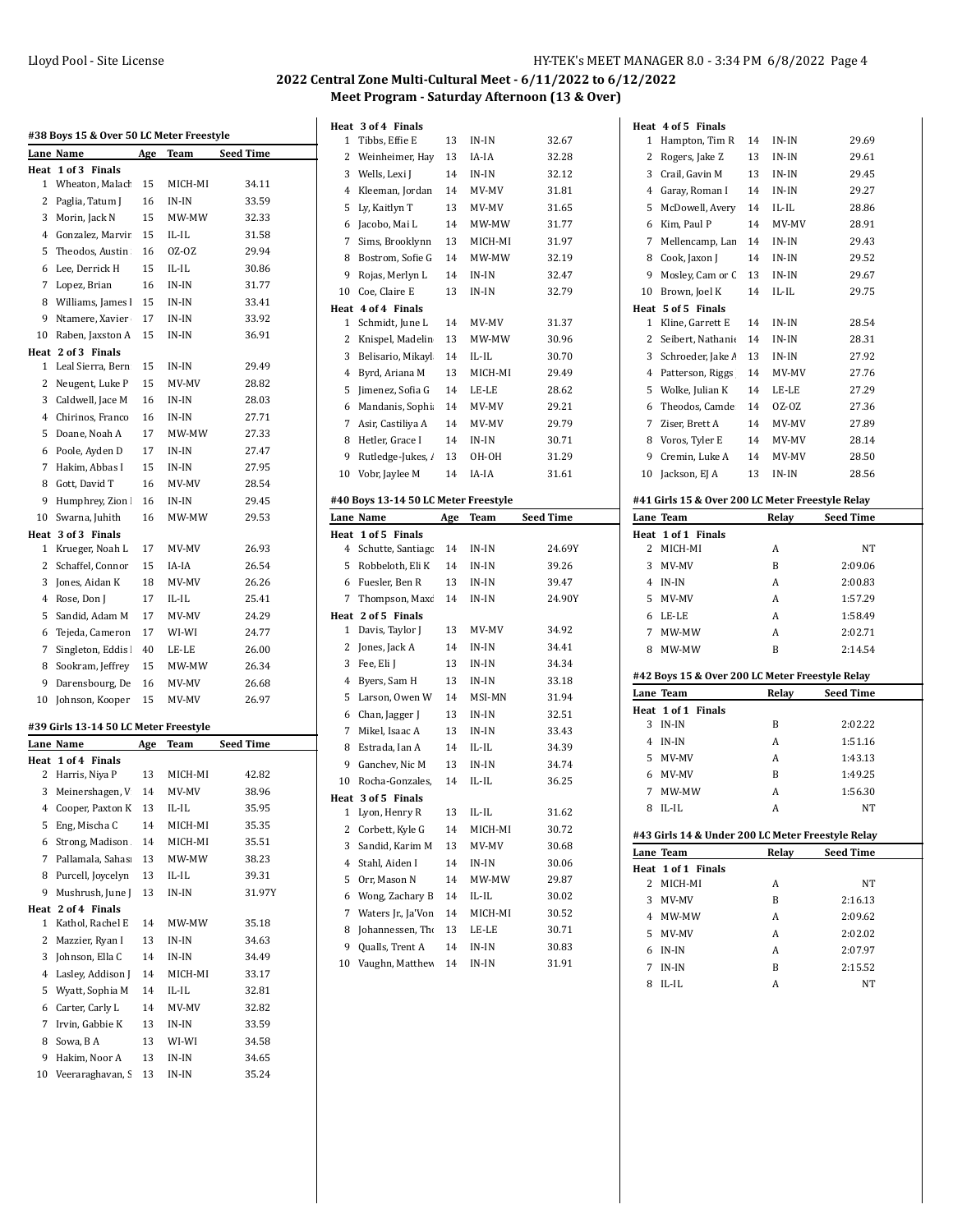## 2022 Central Zone Multi-Cultural Meet - 6/11/2022 to 6/12/2022

### Meet Program - Saturday Afternoon (13 & Over)

#### #38 Boys 15 & Over 50 LC Meter Freestyle

| Lane | Name | Age | Team | Seed Time |
|---|---|---|---|---|
| **Heat 1 of 3 Finals** | | | | |
| 1 | Wheaton, Malach | 15 | MICH-MI | 34.11 |
| 2 | Paglia, Tatum J | 16 | IN-IN | 33.59 |
| 3 | Morin, Jack N | 15 | MW-MW | 32.33 |
| 4 | Gonzalez, Marvir | 15 | IL-IL | 31.58 |
| 5 | Theodos, Austin | 16 | OZ-OZ | 29.94 |
| 6 | Lee, Derrick H | 15 | IL-IL | 30.86 |
| 7 | Lopez, Brian | 16 | IN-IN | 31.77 |
| 8 | Williams, James I | 15 | IN-IN | 33.41 |
| 9 | Ntamere, Xavier | 17 | IN-IN | 33.92 |
| 10 | Raben, Jaxston A | 15 | IN-IN | 36.91 |
| **Heat 2 of 3 Finals** | | | | |
| 1 | Leal Sierra, Bern | 15 | IN-IN | 29.49 |
| 2 | Neugent, Luke P | 15 | MV-MV | 28.82 |
| 3 | Caldwell, Jace M | 16 | IN-IN | 28.03 |
| 4 | Chirinos, Franco | 16 | IN-IN | 27.71 |
| 5 | Doane, Noah A | 17 | MW-MW | 27.33 |
| 6 | Poole, Ayden D | 17 | IN-IN | 27.47 |
| 7 | Hakim, Abbas I | 15 | IN-IN | 27.95 |
| 8 | Gott, David T | 16 | MV-MV | 28.54 |
| 9 | Humphrey, Zion I | 16 | IN-IN | 29.45 |
| 10 | Swarna, Juhith | 16 | MW-MW | 29.53 |
| **Heat 3 of 3 Finals** | | | | |
| 1 | Krueger, Noah L | 17 | MV-MV | 26.93 |
| 2 | Schaffel, Connor | 15 | IA-IA | 26.54 |
| 3 | Jones, Aidan K | 18 | MV-MV | 26.26 |
| 4 | Rose, Don J | 17 | IL-IL | 25.41 |
| 5 | Sandid, Adam M | 17 | MV-MV | 24.29 |
| 6 | Tejeda, Cameron | 17 | WI-WI | 24.77 |
| 7 | Singleton, Eddis I | 40 | LE-LE | 26.00 |
| 8 | Sookram, Jeffrey | 15 | MW-MW | 26.34 |
| 9 | Darensbourg, De | 16 | MV-MV | 26.68 |
| 10 | Johnson, Kooper | 15 | MV-MV | 26.97 |

#### #39 Girls 13-14 50 LC Meter Freestyle

| Lane | Name | Age | Team | Seed Time |
|---|---|---|---|---|
| **Heat 1 of 4 Finals** | | | | |
| 2 | Harris, Niya P | 13 | MICH-MI | 42.82 |
| 3 | Meinershagen, V | 14 | MV-MV | 38.96 |
| 4 | Cooper, Paxton K | 13 | IL-IL | 35.95 |
| 5 | Eng, Mischa C | 14 | MICH-MI | 35.35 |
| 6 | Strong, Madison | 14 | MICH-MI | 35.51 |
| 7 | Pallamala, Sahas | 13 | MW-MW | 38.23 |
| 8 | Purcell, Joycelyn | 13 | IL-IL | 39.31 |
| 9 | Mushrush, June J | 13 | IN-IN | 31.97Y |
| **Heat 2 of 4 Finals** | | | | |
| 1 | Kathol, Rachel E | 14 | MW-MW | 35.18 |
| 2 | Mazzier, Ryan I | 13 | IN-IN | 34.63 |
| 3 | Johnson, Ella C | 14 | IN-IN | 34.49 |
| 4 | Lasley, Addison J | 14 | MICH-MI | 33.17 |
| 5 | Wyatt, Sophia M | 14 | IL-IL | 32.81 |
| 6 | Carter, Carly L | 14 | MV-MV | 32.82 |
| 7 | Irvin, Gabbie K | 13 | IN-IN | 33.59 |
| 8 | Sowa, B A | 13 | WI-WI | 34.58 |
| 9 | Hakim, Noor A | 13 | IN-IN | 34.65 |
| 10 | Veeraraghavan, S | 13 | IN-IN | 35.24 |
| **Heat 3 of 4 Finals** | | | | |
| 1 | Tibbs, Effie E | 13 | IN-IN | 32.67 |
| 2 | Weinheimer, Hay | 13 | IA-IA | 32.28 |
| 3 | Wells, Lexi J | 14 | IN-IN | 32.12 |
| 4 | Kleeman, Jordan | 14 | MV-MV | 31.81 |
| 5 | Ly, Kaitlyn T | 13 | MV-MV | 31.65 |
| 6 | Jacobo, Mai L | 14 | MW-MW | 31.77 |
| 7 | Sims, Brooklynn | 13 | MICH-MI | 31.97 |
| 8 | Bostrom, Sofie G | 14 | MW-MW | 32.19 |
| 9 | Rojas, Merlyn L | 14 | IN-IN | 32.47 |
| 10 | Coe, Claire E | 13 | IN-IN | 32.79 |
| **Heat 4 of 4 Finals** | | | | |
| 1 | Schmidt, June L | 14 | MV-MV | 31.37 |
| 2 | Knispel, Madelin | 13 | MW-MW | 30.96 |
| 3 | Belisario, Mikayl | 14 | IL-IL | 30.70 |
| 4 | Byrd, Ariana M | 13 | MICH-MI | 29.49 |
| 5 | Jimenez, Sofia G | 14 | LE-LE | 28.62 |
| 6 | Mandanis, Sophi | 14 | MV-MV | 29.21 |
| 7 | Asir, Castiliya A | 14 | MV-MV | 29.79 |
| 8 | Hetler, Grace I | 14 | IN-IN | 30.71 |
| 9 | Rutledge-Jukes, | 13 | OH-OH | 31.29 |
| 10 | Vobr, Jaylee M | 14 | IA-IA | 31.61 |

#### #40 Boys 13-14 50 LC Meter Freestyle

| Lane | Name | Age | Team | Seed Time |
|---|---|---|---|---|
| **Heat 1 of 5 Finals** | | | | |
| 4 | Schutte, Santiago | 14 | IN-IN | 24.69Y |
| 5 | Robbeloth, Eli K | 14 | IN-IN | 39.26 |
| 6 | Fuesler, Ben R | 13 | IN-IN | 39.47 |
| 7 | Thompson, Maxd | 14 | IN-IN | 24.90Y |
| **Heat 2 of 5 Finals** | | | | |
| 1 | Davis, Taylor J | 13 | MV-MV | 34.92 |
| 2 | Jones, Jack A | 14 | IN-IN | 34.41 |
| 3 | Fee, Eli J | 13 | IN-IN | 34.34 |
| 4 | Byers, Sam H | 13 | IN-IN | 33.18 |
| 5 | Larson, Owen W | 14 | MSI-MN | 31.94 |
| 6 | Chan, Jagger J | 13 | IN-IN | 32.51 |
| 7 | Mikel, Isaac A | 13 | IN-IN | 33.43 |
| 8 | Estrada, Ian A | 14 | IL-IL | 34.39 |
| 9 | Ganchev, Nic M | 13 | IN-IN | 34.74 |
| 10 | Rocha-Gonzales, | 14 | IL-IL | 36.25 |
| **Heat 3 of 5 Finals** | | | | |
| 1 | Lyon, Henry R | 13 | IL-IL | 31.62 |
| 2 | Corbett, Kyle G | 14 | MICH-MI | 30.72 |
| 3 | Sandid, Karim M | 13 | MV-MV | 30.68 |
| 4 | Stahl, Aiden I | 14 | IN-IN | 30.06 |
| 5 | Orr, Mason N | 14 | MW-MW | 29.87 |
| 6 | Wong, Zachary B | 14 | IL-IL | 30.02 |
| 7 | Waters Jr., Ja'Von | 14 | MICH-MI | 30.52 |
| 8 | Johannessen, Tho | 13 | LE-LE | 30.71 |
| 9 | Qualls, Trent A | 14 | IN-IN | 30.83 |
| 10 | Vaughn, Matthew | 14 | IN-IN | 31.91 |
| **Heat 4 of 5 Finals** | | | | |
| 1 | Hampton, Tim R | 14 | IN-IN | 29.69 |
| 2 | Rogers, Jake Z | 13 | IN-IN | 29.61 |
| 3 | Crail, Gavin M | 13 | IN-IN | 29.45 |
| 4 | Garay, Roman I | 14 | IN-IN | 29.27 |
| 5 | McDowell, Avery | 14 | IL-IL | 28.86 |
| 6 | Kim, Paul P | 14 | MV-MV | 28.91 |
| 7 | Mellencamp, Lan | 14 | IN-IN | 29.43 |
| 8 | Cook, Jaxon J | 14 | IN-IN | 29.52 |
| 9 | Mosley, Cam or C | 13 | IN-IN | 29.67 |
| 10 | Brown, Joel K | 14 | IL-IL | 29.75 |
| **Heat 5 of 5 Finals** | | | | |
| 1 | Kline, Garrett E | 14 | IN-IN | 28.54 |
| 2 | Seibert, Nathanie | 14 | IN-IN | 28.31 |
| 3 | Schroeder, Jake A | 13 | IN-IN | 27.92 |
| 4 | Patterson, Riggs | 14 | MV-MV | 27.76 |
| 5 | Wolke, Julian K | 14 | LE-LE | 27.29 |
| 6 | Theodos, Camde | 14 | OZ-OZ | 27.36 |
| 7 | Ziser, Brett A | 14 | MV-MV | 27.89 |
| 8 | Voros, Tyler E | 14 | MV-MV | 28.14 |
| 9 | Cremin, Luke A | 14 | MV-MV | 28.50 |
| 10 | Jackson, EJ A | 13 | IN-IN | 28.56 |

#### #41 Girls 15 & Over 200 LC Meter Freestyle Relay

| Lane | Team | Relay | Seed Time |
|---|---|---|---|
| **Heat 1 of 1 Finals** | | | |
| 2 | MICH-MI | A | NT |
| 3 | MV-MV | B | 2:09.06 |
| 4 | IN-IN | A | 2:00.83 |
| 5 | MV-MV | A | 1:57.29 |
| 6 | LE-LE | A | 1:58.49 |
| 7 | MW-MW | A | 2:02.71 |
| 8 | MW-MW | B | 2:14.54 |

#### #42 Boys 15 & Over 200 LC Meter Freestyle Relay

| Lane | Team | Relay | Seed Time |
|---|---|---|---|
| **Heat 1 of 1 Finals** | | | |
| 3 | IN-IN | B | 2:02.22 |
| 4 | IN-IN | A | 1:51.16 |
| 5 | MV-MV | A | 1:43.13 |
| 6 | MV-MV | B | 1:49.25 |
| 7 | MW-MW | A | 1:56.30 |
| 8 | IL-IL | A | NT |

#### #43 Girls 14 & Under 200 LC Meter Freestyle Relay

| Lane | Team | Relay | Seed Time |
|---|---|---|---|
| **Heat 1 of 1 Finals** | | | |
| 2 | MICH-MI | A | NT |
| 3 | MV-MV | B | 2:16.13 |
| 4 | MW-MW | A | 2:09.62 |
| 5 | MV-MV | A | 2:02.02 |
| 6 | IN-IN | A | 2:07.97 |
| 7 | IN-IN | B | 2:15.52 |
| 8 | IL-IL | A | NT |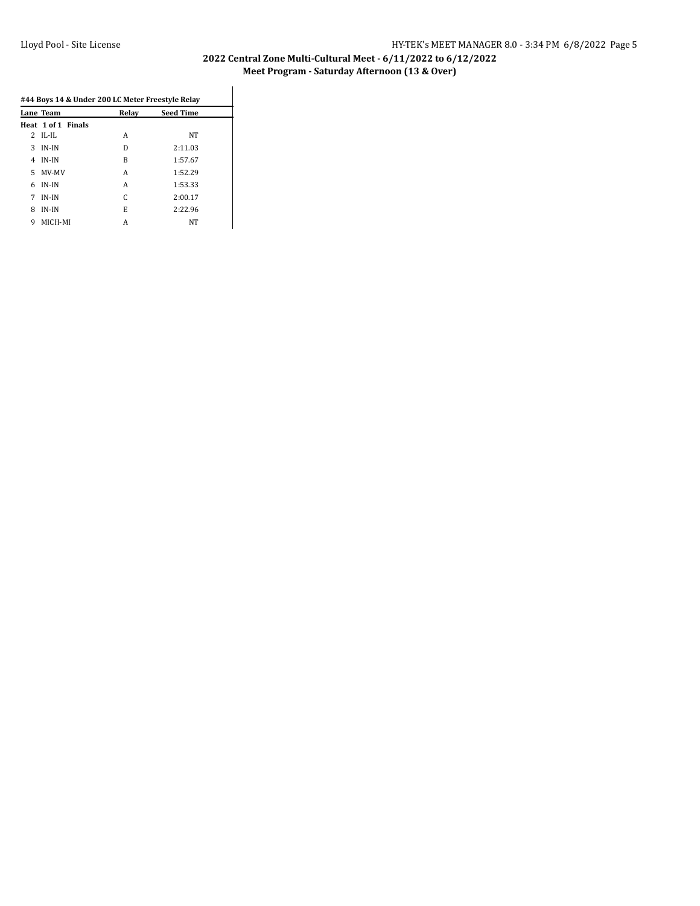## 2022 Central Zone Multi-Cultural Meet - 6/11/2022 to 6/12/2022

### Meet Program - Saturday Afternoon (13 & Over)

**#44 Boys 14 & Under 200 LC Meter Freestyle Relay**

| Lane | Team | Relay | Seed Time |
|---|---|---|---|
| **Heat 1 of 1 Finals** | | | |
| 2 | IL-IL | A | NT |
| 3 | IN-IN | D | 2:11.03 |
| 4 | IN-IN | B | 1:57.67 |
| 5 | MV-MV | A | 1:52.29 |
| 6 | IN-IN | A | 1:53.33 |
| 7 | IN-IN | C | 2:00.17 |
| 8 | IN-IN | E | 2:22.96 |
| 9 | MICH-MI | A | NT |